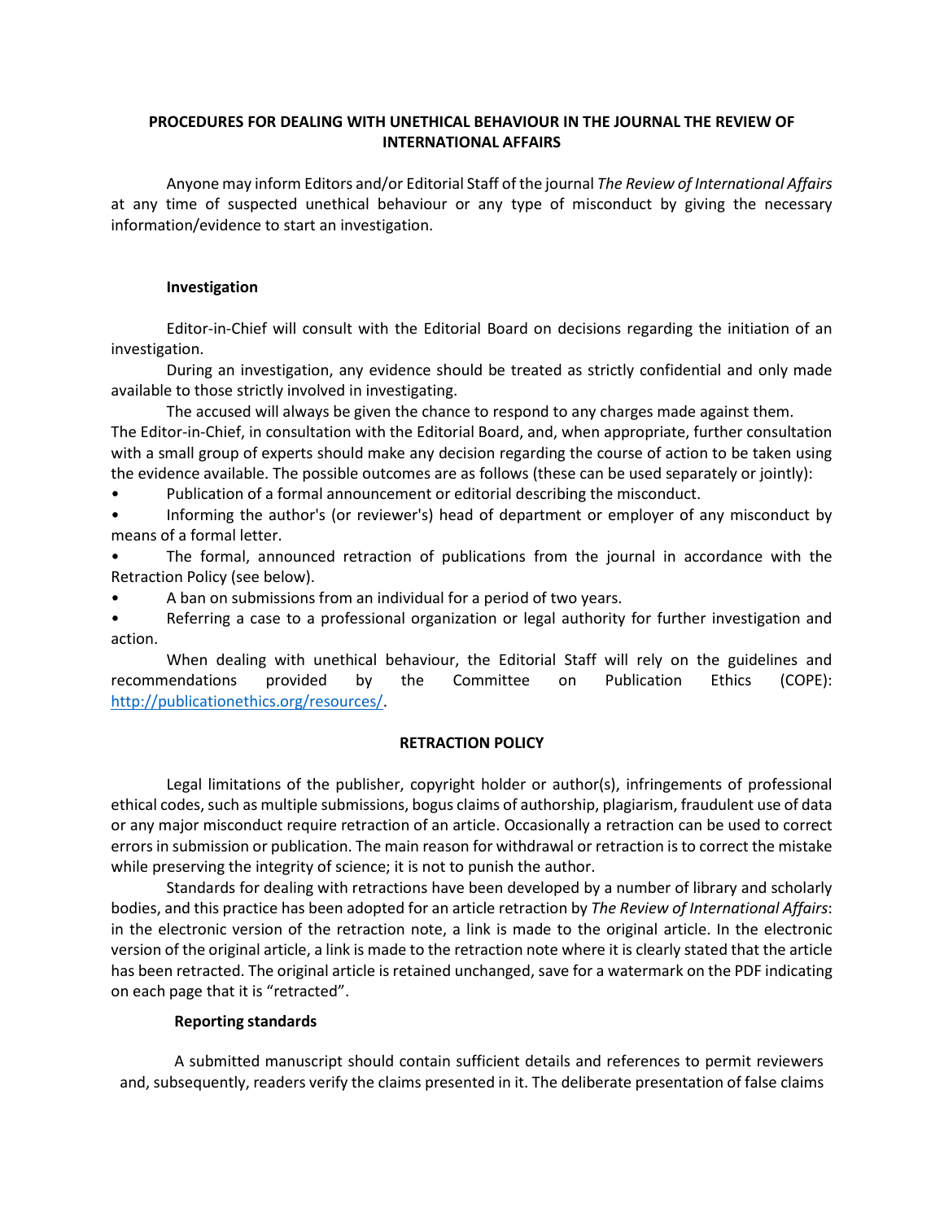# PROCEDURES FOR DEALING WITH UNETHICAL BEHAVIOUR IN THE JOURNAL THE REVIEW OF INTERNATIONAL AFFAIRS

Anyone may inform Editors and/or Editorial Staff of the journal *The Review of International Affairs* at any time of suspected unethical behaviour or any type of misconduct by giving the necessary information/evidence to start an investigation.

## Investigation

Editor-in-Chief will consult with the Editorial Board on decisions regarding the initiation of an investigation.

During an investigation, any evidence should be treated as strictly confidential and only made available to those strictly involved in investigating.

The accused will always be given the chance to respond to any charges made against them. The Editor-in-Chief, in consultation with the Editorial Board, and, when appropriate, further consultation with a small group of experts should make any decision regarding the course of action to be taken using the evidence available. The possible outcomes are as follows (these can be used separately or jointly):

- Publication of a formal announcement or editorial describing the misconduct.
- Informing the author's (or reviewer's) head of department or employer of any misconduct by means of a formal letter.
- The formal, announced retraction of publications from the journal in accordance with the Retraction Policy (see below).
- A ban on submissions from an individual for a period of two years.
- Referring a case to a professional organization or legal authority for further investigation and action.

When dealing with unethical behaviour, the Editorial Staff will rely on the guidelines and recommendations provided by the Committee on Publication Ethics (COPE): [http://publicationethics.org/resources/](http://publicationethics.org/resources/).

## RETRACTION POLICY

Legal limitations of the publisher, copyright holder or author(s), infringements of professional ethical codes, such as multiple submissions, bogus claims of authorship, plagiarism, fraudulent use of data or any major misconduct require retraction of an article. Occasionally a retraction can be used to correct errors in submission or publication. The main reason for withdrawal or retraction is to correct the mistake while preserving the integrity of science; it is not to punish the author.

Standards for dealing with retractions have been developed by a number of library and scholarly bodies, and this practice has been adopted for an article retraction by *The Review of International Affairs*: in the electronic version of the retraction note, a link is made to the original article. In the electronic version of the original article, a link is made to the retraction note where it is clearly stated that the article has been retracted. The original article is retained unchanged, save for a watermark on the PDF indicating on each page that it is "retracted".

### Reporting standards

A submitted manuscript should contain sufficient details and references to permit reviewers and, subsequently, readers verify the claims presented in it. The deliberate presentation of false claims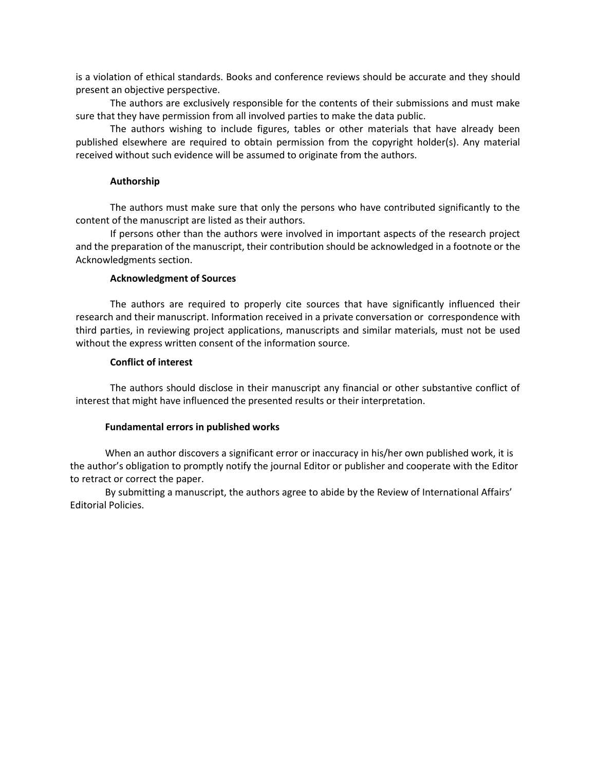is a violation of ethical standards. Books and conference reviews should be accurate and they should present an objective perspective.

The authors are exclusively responsible for the contents of their submissions and must make sure that they have permission from all involved parties to make the data public.

The authors wishing to include figures, tables or other materials that have already been published elsewhere are required to obtain permission from the copyright holder(s). Any material received without such evidence will be assumed to originate from the authors.

**Authorship**

The authors must make sure that only the persons who have contributed significantly to the content of the manuscript are listed as their authors.

If persons other than the authors were involved in important aspects of the research project and the preparation of the manuscript, their contribution should be acknowledged in a footnote or the Acknowledgments section.

**Acknowledgment of Sources**

The authors are required to properly cite sources that have significantly influenced their research and their manuscript. Information received in a private conversation or correspondence with third parties, in reviewing project applications, manuscripts and similar materials, must not be used without the express written consent of the information source.

**Conflict of interest**

The authors should disclose in their manuscript any financial or other substantive conflict of interest that might have influenced the presented results or their interpretation.

**Fundamental errors in published works**

When an author discovers a significant error or inaccuracy in his/her own published work, it is the author's obligation to promptly notify the journal Editor or publisher and cooperate with the Editor to retract or correct the paper.

By submitting a manuscript, the authors agree to abide by the Review of International Affairs' Editorial Policies.